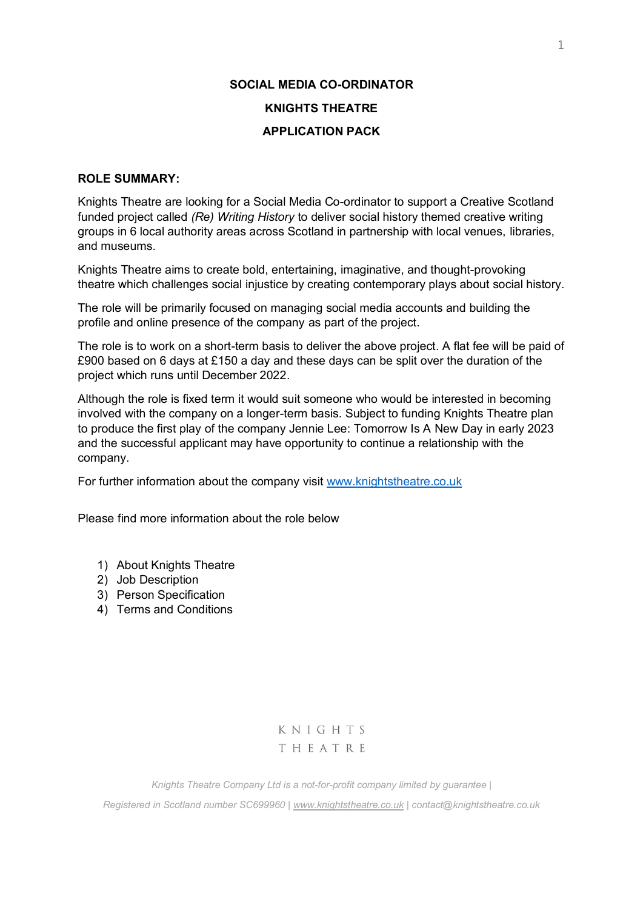# SOCIAL MEDIA CO-ORDINATOR

# KNIGHTS THEATRE

# APPLICATION PACK

**ROLE SUMMARY:**

Knights Theatre are looking for a Social Media Co-ordinator to support a Creative Scotland funded project called *(Re) Writing History* to deliver social history themed creative writing groups in 6 local authority areas across Scotland in partnership with local venues, libraries, and museums.

Knights Theatre aims to create bold, entertaining, imaginative, and thought-provoking theatre which challenges social injustice by creating contemporary plays about social history.

The role will be primarily focused on managing social media accounts and building the profile and online presence of the company as part of the project.

The role is to work on a short-term basis to deliver the above project. A flat fee will be paid of £900 based on 6 days at £150 a day and these days can be split over the duration of the project which runs until December 2022.

Although the role is fixed term it would suit someone who would be interested in becoming involved with the company on a longer-term basis. Subject to funding Knights Theatre plan to produce the first play of the company Jennie Lee: Tomorrow Is A New Day in early 2023 and the successful applicant may have opportunity to continue a relationship with the company.

For further information about the company visit www.knightstheatre.co.uk

Please find more information about the role below

1) About Knights Theatre
2) Job Description
3) Person Specification
4) Terms and Conditions

KNIGHTS
THEATRE

*Knights Theatre Company Ltd is a not-for-profit company limited by guarantee |*

*Registered in Scotland number SC699960 | www.knightstheatre.co.uk | contact@knightstheatre.co.uk*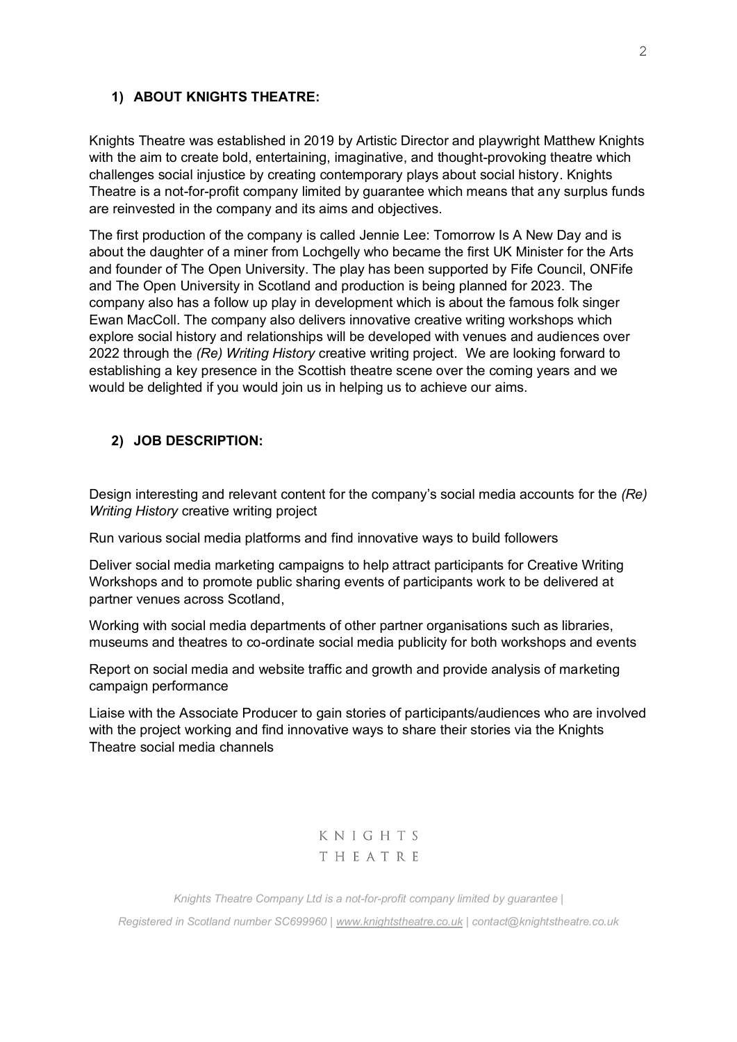## 1) ABOUT KNIGHTS THEATRE:

Knights Theatre was established in 2019 by Artistic Director and playwright Matthew Knights with the aim to create bold, entertaining, imaginative, and thought-provoking theatre which challenges social injustice by creating contemporary plays about social history. Knights Theatre is a not-for-profit company limited by guarantee which means that any surplus funds are reinvested in the company and its aims and objectives.

The first production of the company is called Jennie Lee: Tomorrow Is A New Day and is about the daughter of a miner from Lochgelly who became the first UK Minister for the Arts and founder of The Open University. The play has been supported by Fife Council, ONFife and The Open University in Scotland and production is being planned for 2023. The company also has a follow up play in development which is about the famous folk singer Ewan MacColl. The company also delivers innovative creative writing workshops which explore social history and relationships will be developed with venues and audiences over 2022 through the *(Re) Writing History* creative writing project. We are looking forward to establishing a key presence in the Scottish theatre scene over the coming years and we would be delighted if you would join us in helping us to achieve our aims.

## 2) JOB DESCRIPTION:

Design interesting and relevant content for the company's social media accounts for the *(Re) Writing History* creative writing project

Run various social media platforms and find innovative ways to build followers

Deliver social media marketing campaigns to help attract participants for Creative Writing Workshops and to promote public sharing events of participants work to be delivered at partner venues across Scotland,

Working with social media departments of other partner organisations such as libraries, museums and theatres to co-ordinate social media publicity for both workshops and events

Report on social media and website traffic and growth and provide analysis of marketing campaign performance

Liaise with the Associate Producer to gain stories of participants/audiences who are involved with the project working and find innovative ways to share their stories via the Knights Theatre social media channels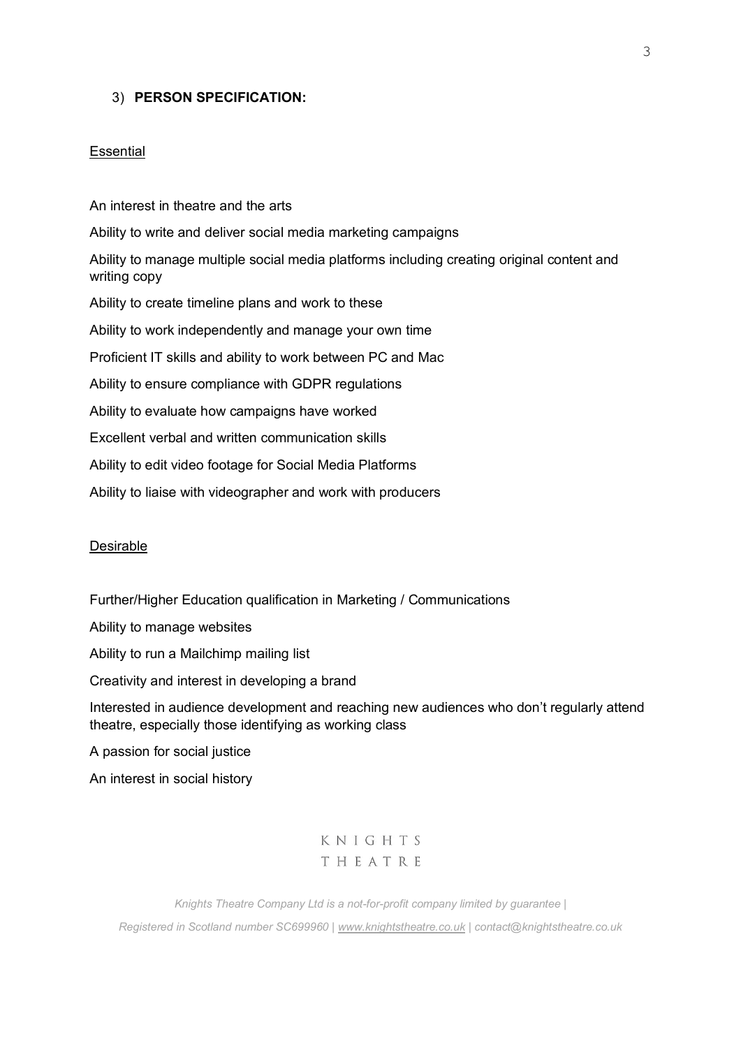## 3) PERSON SPECIFICATION:

### Essential

An interest in theatre and the arts

Ability to write and deliver social media marketing campaigns

Ability to manage multiple social media platforms including creating original content and writing copy

Ability to create timeline plans and work to these

Ability to work independently and manage your own time

Proficient IT skills and ability to work between PC and Mac

Ability to ensure compliance with GDPR regulations

Ability to evaluate how campaigns have worked

Excellent verbal and written communication skills

Ability to edit video footage for Social Media Platforms

Ability to liaise with videographer and work with producers

### Desirable

Further/Higher Education qualification in Marketing / Communications

Ability to manage websites

Ability to run a Mailchimp mailing list

Creativity and interest in developing a brand

Interested in audience development and reaching new audiences who don't regularly attend theatre, especially those identifying as working class

A passion for social justice

An interest in social history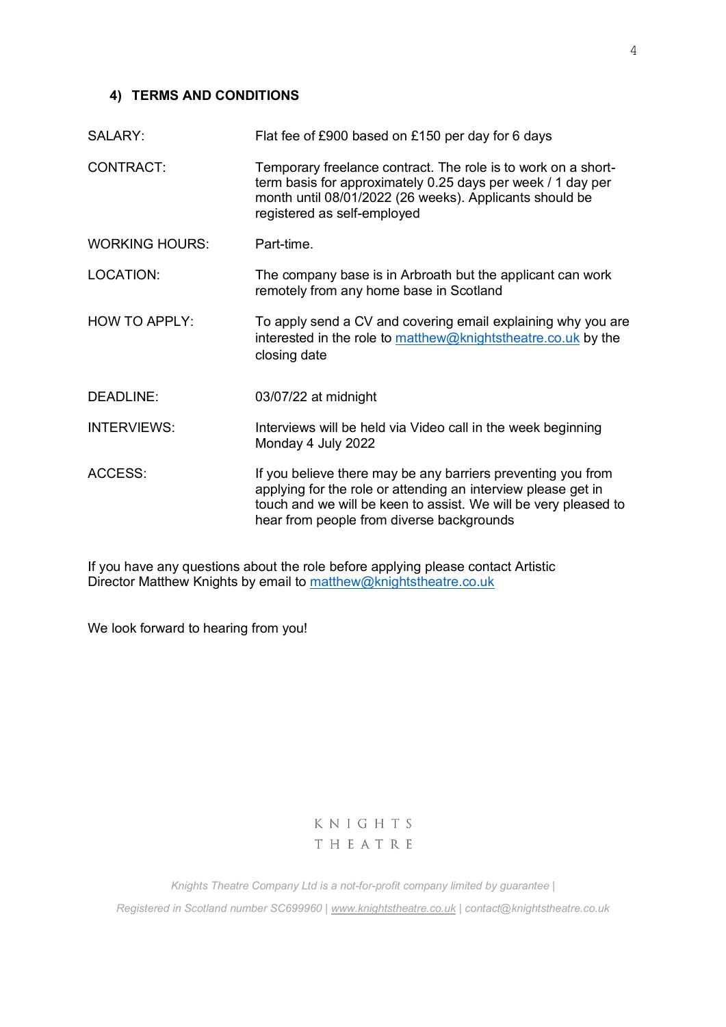### 4) TERMS AND CONDITIONS

| | |
|---|---|
| SALARY: | Flat fee of £900 based on £150 per day for 6 days |
| CONTRACT: | Temporary freelance contract. The role is to work on a short-term basis for approximately 0.25 days per week / 1 day per month until 08/01/2022 (26 weeks). Applicants should be registered as self-employed |
| WORKING HOURS: | Part-time. |
| LOCATION: | The company base is in Arbroath but the applicant can work remotely from any home base in Scotland |
| HOW TO APPLY: | To apply send a CV and covering email explaining why you are interested in the role to matthew@knightstheatre.co.uk by the closing date |
| DEADLINE: | 03/07/22 at midnight |
| INTERVIEWS: | Interviews will be held via Video call in the week beginning Monday 4 July 2022 |
| ACCESS: | If you believe there may be any barriers preventing you from applying for the role or attending an interview please get in touch and we will be keen to assist. We will be very pleased to hear from people from diverse backgrounds |

If you have any questions about the role before applying please contact Artistic Director Matthew Knights by email to matthew@knightstheatre.co.uk

We look forward to hearing from you!

KNIGHTS
THEATRE

*Knights Theatre Company Ltd is a not-for-profit company limited by guarantee |*
*Registered in Scotland number SC699960 | www.knightstheatre.co.uk | contact@knightstheatre.co.uk*